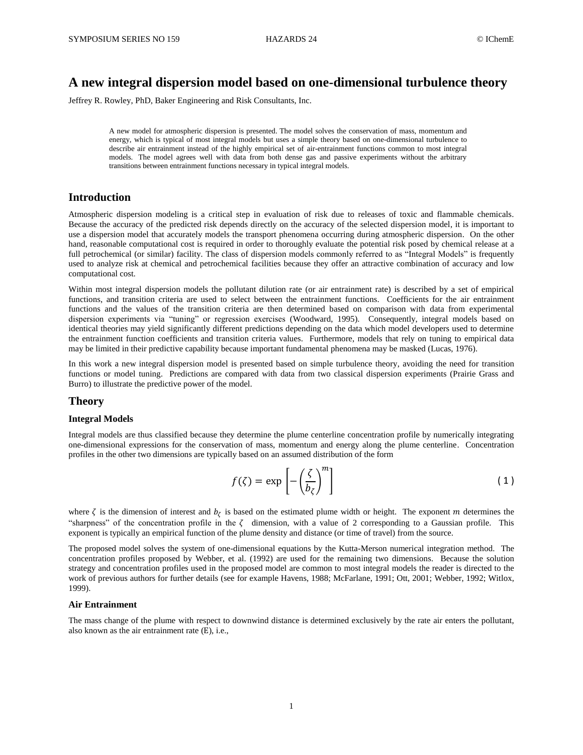# A new integral dispersion model based on one-dimensional turbulence theory

Jeffrey R. Rowley, PhD, Baker Engineering and Risk Consultants, Inc.

A new model for atmospheric dispersion is presented. The model solves the conservation of mass, momentum and energy, which is typical of most integral models but uses a simple theory based on one-dimensional turbulence to describe air entrainment instead of the highly empirical set of air-entrainment functions common to most integral models. The model agrees well with data from both dense gas and passive experiments without the arbitrary transitions between entrainment functions necessary in typical integral models.

## Introduction

Atmospheric dispersion modeling is a critical step in evaluation of risk due to releases of toxic and flammable chemicals. Because the accuracy of the predicted risk depends directly on the accuracy of the selected dispersion model, it is important to use a dispersion model that accurately models the transport phenomena occurring during atmospheric dispersion. On the other hand, reasonable computational cost is required in order to thoroughly evaluate the potential risk posed by chemical release at a full petrochemical (or similar) facility. The class of dispersion models commonly referred to as "Integral Models" is frequently used to analyze risk at chemical and petrochemical facilities because they offer an attractive combination of accuracy and low computational cost.

Within most integral dispersion models the pollutant dilution rate (or air entrainment rate) is described by a set of empirical functions, and transition criteria are used to select between the entrainment functions. Coefficients for the air entrainment functions and the values of the transition criteria are then determined based on comparison with data from experimental dispersion experiments via "tuning" or regression exercises (Woodward, 1995). Consequently, integral models based on identical theories may yield significantly different predictions depending on the data which model developers used to determine the entrainment function coefficients and transition criteria values. Furthermore, models that rely on tuning to empirical data may be limited in their predictive capability because important fundamental phenomena may be masked (Lucas, 1976).

In this work a new integral dispersion model is presented based on simple turbulence theory, avoiding the need for transition functions or model tuning. Predictions are compared with data from two classical dispersion experiments (Prairie Grass and Burro) to illustrate the predictive power of the model.

## Theory

### Integral Models

Integral models are thus classified because they determine the plume centerline concentration profile by numerically integrating one-dimensional expressions for the conservation of mass, momentum and energy along the plume centerline. Concentration profiles in the other two dimensions are typically based on an assumed distribution of the form

$$f(\zeta) = \exp\left[-\left(\frac{\zeta}{b_\zeta}\right)^m\right] \quad (1)$$

where $\zeta$ is the dimension of interest and $b_\zeta$ is based on the estimated plume width or height. The exponent $m$ determines the "sharpness" of the concentration profile in the $\zeta$ dimension, with a value of 2 corresponding to a Gaussian profile. This exponent is typically an empirical function of the plume density and distance (or time of travel) from the source.

The proposed model solves the system of one-dimensional equations by the Kutta-Merson numerical integration method. The concentration profiles proposed by Webber, et al. (1992) are used for the remaining two dimensions. Because the solution strategy and concentration profiles used in the proposed model are common to most integral models the reader is directed to the work of previous authors for further details (see for example Havens, 1988; McFarlane, 1991; Ott, 2001; Webber, 1992; Witlox, 1999).

### Air Entrainment

The mass change of the plume with respect to downwind distance is determined exclusively by the rate air enters the pollutant, also known as the air entrainment rate (E), i.e.,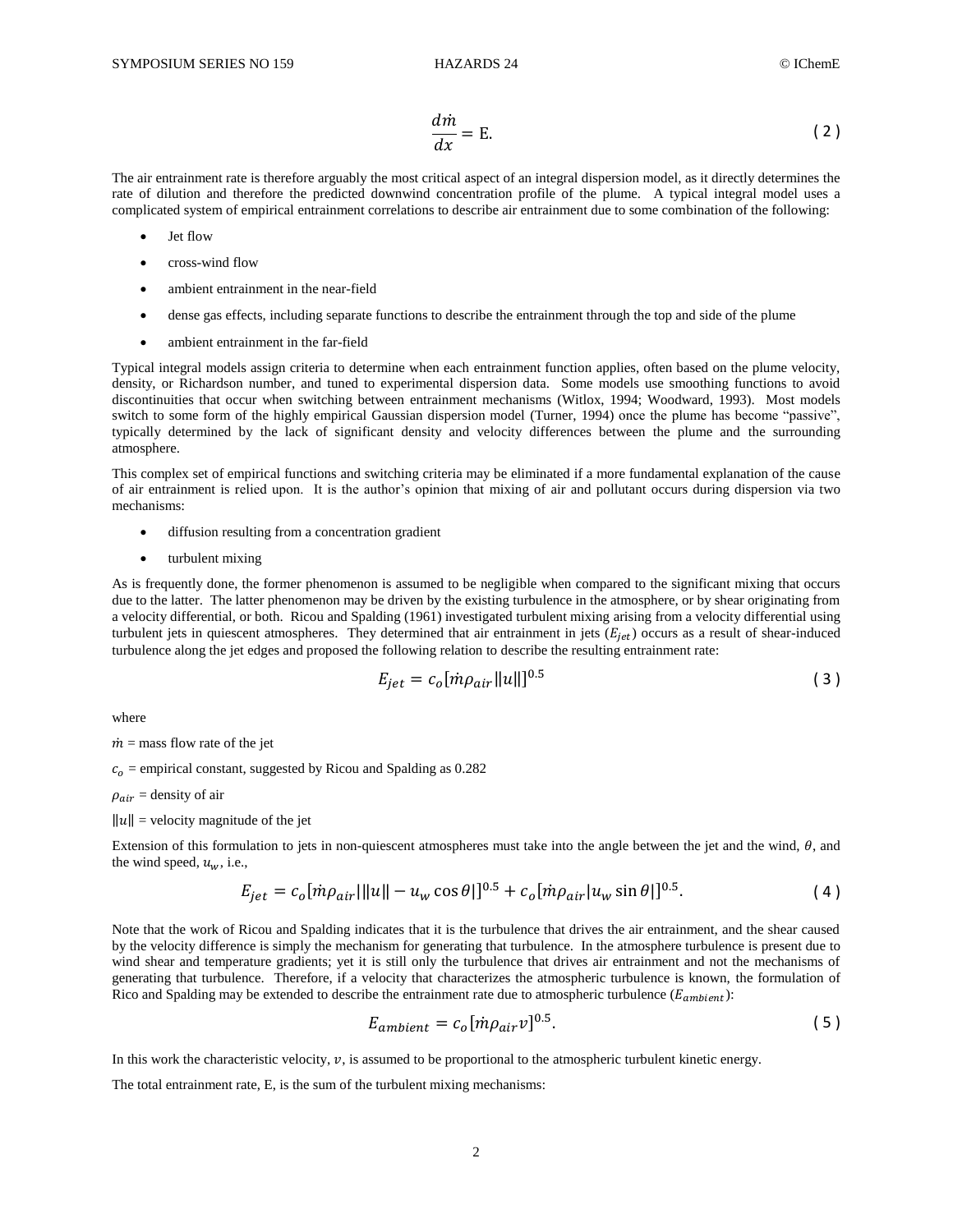$$\frac{d\dot{m}}{dx} = \text{E}. \tag{2}$$

The air entrainment rate is therefore arguably the most critical aspect of an integral dispersion model, as it directly determines the rate of dilution and therefore the predicted downwind concentration profile of the plume. A typical integral model uses a complicated system of empirical entrainment correlations to describe air entrainment due to some combination of the following:

- Jet flow
- cross-wind flow
- ambient entrainment in the near-field
- dense gas effects, including separate functions to describe the entrainment through the top and side of the plume
- ambient entrainment in the far-field

Typical integral models assign criteria to determine when each entrainment function applies, often based on the plume velocity, density, or Richardson number, and tuned to experimental dispersion data. Some models use smoothing functions to avoid discontinuities that occur when switching between entrainment mechanisms (Witlox, 1994; Woodward, 1993). Most models switch to some form of the highly empirical Gaussian dispersion model (Turner, 1994) once the plume has become "passive", typically determined by the lack of significant density and velocity differences between the plume and the surrounding atmosphere.

This complex set of empirical functions and switching criteria may be eliminated if a more fundamental explanation of the cause of air entrainment is relied upon. It is the author's opinion that mixing of air and pollutant occurs during dispersion via two mechanisms:

- diffusion resulting from a concentration gradient
- turbulent mixing

As is frequently done, the former phenomenon is assumed to be negligible when compared to the significant mixing that occurs due to the latter. The latter phenomenon may be driven by the existing turbulence in the atmosphere, or by shear originating from a velocity differential, or both. Ricou and Spalding (1961) investigated turbulent mixing arising from a velocity differential using turbulent jets in quiescent atmospheres. They determined that air entrainment in jets ($E_{jet}$) occurs as a result of shear-induced turbulence along the jet edges and proposed the following relation to describe the resulting entrainment rate:

$$E_{jet} = c_o[\dot{m}\rho_{air}\|u\|]^{0.5} \tag{3}$$

where

$\dot{m}$ = mass flow rate of the jet

$c_o$ = empirical constant, suggested by Ricou and Spalding as 0.282

$\rho_{air}$ = density of air

$\|u\|$ = velocity magnitude of the jet

Extension of this formulation to jets in non-quiescent atmospheres must take into the angle between the jet and the wind, $\theta$, and the wind speed, $u_w$, i.e.,

$$E_{jet} = c_o[\dot{m}\rho_{air}|\|u\| - u_w\cos\theta|]^{0.5} + c_o[\dot{m}\rho_{air}|u_w\sin\theta|]^{0.5}. \tag{4}$$

Note that the work of Ricou and Spalding indicates that it is the turbulence that drives the air entrainment, and the shear caused by the velocity difference is simply the mechanism for generating that turbulence. In the atmosphere turbulence is present due to wind shear and temperature gradients; yet it is still only the turbulence that drives air entrainment and not the mechanisms of generating that turbulence. Therefore, if a velocity that characterizes the atmospheric turbulence is known, the formulation of Rico and Spalding may be extended to describe the entrainment rate due to atmospheric turbulence ($E_{ambient}$):

$$E_{ambient} = c_o[\dot{m}\rho_{air}v]^{0.5}. \tag{5}$$

In this work the characteristic velocity, $v$, is assumed to be proportional to the atmospheric turbulent kinetic energy.

The total entrainment rate, E, is the sum of the turbulent mixing mechanisms: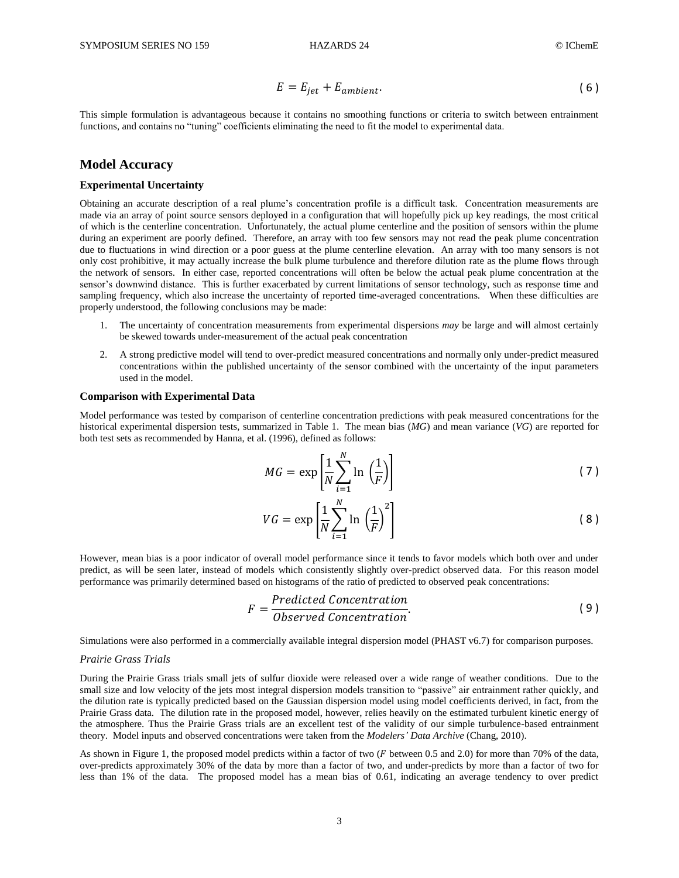$$E = E_{jet} + E_{ambient}. \tag{6}$$

This simple formulation is advantageous because it contains no smoothing functions or criteria to switch between entrainment functions, and contains no "tuning" coefficients eliminating the need to fit the model to experimental data.

## Model Accuracy

### Experimental Uncertainty

Obtaining an accurate description of a real plume's concentration profile is a difficult task. Concentration measurements are made via an array of point source sensors deployed in a configuration that will hopefully pick up key readings, the most critical of which is the centerline concentration. Unfortunately, the actual plume centerline and the position of sensors within the plume during an experiment are poorly defined. Therefore, an array with too few sensors may not read the peak plume concentration due to fluctuations in wind direction or a poor guess at the plume centerline elevation. An array with too many sensors is not only cost prohibitive, it may actually increase the bulk plume turbulence and therefore dilution rate as the plume flows through the network of sensors. In either case, reported concentrations will often be below the actual peak plume concentration at the sensor's downwind distance. This is further exacerbated by current limitations of sensor technology, such as response time and sampling frequency, which also increase the uncertainty of reported time-averaged concentrations. When these difficulties are properly understood, the following conclusions may be made:

1. The uncertainty of concentration measurements from experimental dispersions *may* be large and will almost certainly be skewed towards under-measurement of the actual peak concentration
2. A strong predictive model will tend to over-predict measured concentrations and normally only under-predict measured concentrations within the published uncertainty of the sensor combined with the uncertainty of the input parameters used in the model.

### Comparison with Experimental Data

Model performance was tested by comparison of centerline concentration predictions with peak measured concentrations for the historical experimental dispersion tests, summarized in Table 1. The mean bias (*MG*) and mean variance (*VG*) are reported for both test sets as recommended by Hanna, et al. (1996), defined as follows:

$$MG = \exp\left[\frac{1}{N}\sum_{i=1}^{N} \ln\left(\frac{1}{F}\right)\right] \tag{7}$$

$$VG = \exp\left[\frac{1}{N}\sum_{i=1}^{N} \ln\left(\frac{1}{F}\right)^2\right] \tag{8}$$

However, mean bias is a poor indicator of overall model performance since it tends to favor models which both over and under predict, as will be seen later, instead of models which consistently slightly over-predict observed data. For this reason model performance was primarily determined based on histograms of the ratio of predicted to observed peak concentrations:

$$F = \frac{Predicted\ Concentration}{Observed\ Concentration}. \tag{9}$$

Simulations were also performed in a commercially available integral dispersion model (PHAST v6.7) for comparison purposes.

#### *Prairie Grass Trials*

During the Prairie Grass trials small jets of sulfur dioxide were released over a wide range of weather conditions. Due to the small size and low velocity of the jets most integral dispersion models transition to "passive" air entrainment rather quickly, and the dilution rate is typically predicted based on the Gaussian dispersion model using model coefficients derived, in fact, from the Prairie Grass data. The dilution rate in the proposed model, however, relies heavily on the estimated turbulent kinetic energy of the atmosphere. Thus the Prairie Grass trials are an excellent test of the validity of our simple turbulence-based entrainment theory. Model inputs and observed concentrations were taken from the *Modelers' Data Archive* (Chang, 2010).

As shown in Figure 1, the proposed model predicts within a factor of two ($F$ between 0.5 and 2.0) for more than 70% of the data, over-predicts approximately 30% of the data by more than a factor of two, and under-predicts by more than a factor of two for less than 1% of the data. The proposed model has a mean bias of 0.61, indicating an average tendency to over predict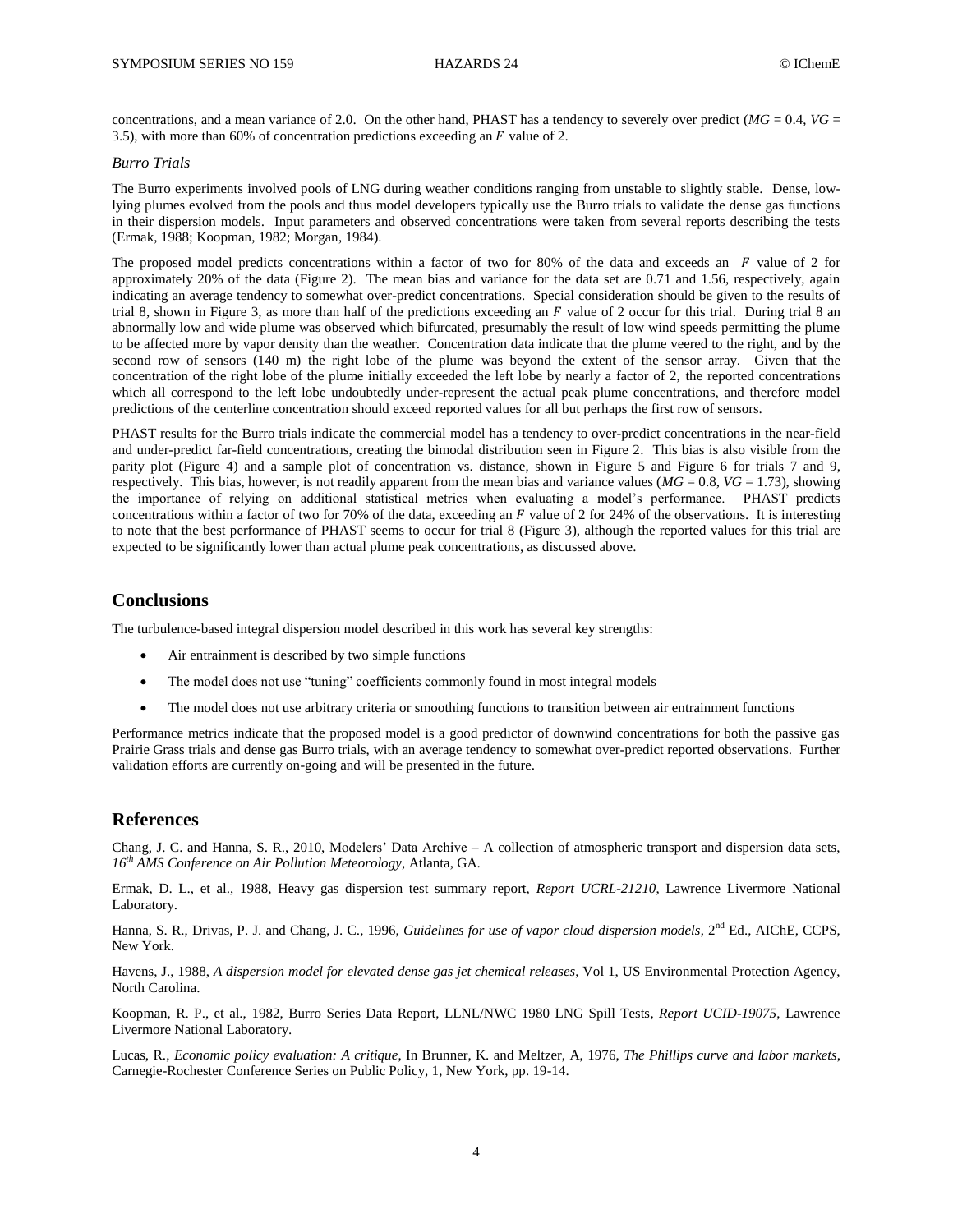concentrations, and a mean variance of 2.0. On the other hand, PHAST has a tendency to severely over predict ($MG$ = 0.4, $VG$ = 3.5), with more than 60% of concentration predictions exceeding an $F$ value of 2.

*Burro Trials*

The Burro experiments involved pools of LNG during weather conditions ranging from unstable to slightly stable. Dense, low-lying plumes evolved from the pools and thus model developers typically use the Burro trials to validate the dense gas functions in their dispersion models. Input parameters and observed concentrations were taken from several reports describing the tests (Ermak, 1988; Koopman, 1982; Morgan, 1984).

The proposed model predicts concentrations within a factor of two for 80% of the data and exceeds an $F$ value of 2 for approximately 20% of the data (Figure 2). The mean bias and variance for the data set are 0.71 and 1.56, respectively, again indicating an average tendency to somewhat over-predict concentrations. Special consideration should be given to the results of trial 8, shown in Figure 3, as more than half of the predictions exceeding an $F$ value of 2 occur for this trial. During trial 8 an abnormally low and wide plume was observed which bifurcated, presumably the result of low wind speeds permitting the plume to be affected more by vapor density than the weather. Concentration data indicate that the plume veered to the right, and by the second row of sensors (140 m) the right lobe of the plume was beyond the extent of the sensor array. Given that the concentration of the right lobe of the plume initially exceeded the left lobe by nearly a factor of 2, the reported concentrations which all correspond to the left lobe undoubtedly under-represent the actual peak plume concentrations, and therefore model predictions of the centerline concentration should exceed reported values for all but perhaps the first row of sensors.

PHAST results for the Burro trials indicate the commercial model has a tendency to over-predict concentrations in the near-field and under-predict far-field concentrations, creating the bimodal distribution seen in Figure 2. This bias is also visible from the parity plot (Figure 4) and a sample plot of concentration vs. distance, shown in Figure 5 and Figure 6 for trials 7 and 9, respectively. This bias, however, is not readily apparent from the mean bias and variance values ($MG$ = 0.8, $VG$ = 1.73), showing the importance of relying on additional statistical metrics when evaluating a model's performance. PHAST predicts concentrations within a factor of two for 70% of the data, exceeding an $F$ value of 2 for 24% of the observations. It is interesting to note that the best performance of PHAST seems to occur for trial 8 (Figure 3), although the reported values for this trial are expected to be significantly lower than actual plume peak concentrations, as discussed above.

## Conclusions

The turbulence-based integral dispersion model described in this work has several key strengths:

- Air entrainment is described by two simple functions
- The model does not use "tuning" coefficients commonly found in most integral models
- The model does not use arbitrary criteria or smoothing functions to transition between air entrainment functions

Performance metrics indicate that the proposed model is a good predictor of downwind concentrations for both the passive gas Prairie Grass trials and dense gas Burro trials, with an average tendency to somewhat over-predict reported observations. Further validation efforts are currently on-going and will be presented in the future.

## References

Chang, J. C. and Hanna, S. R., 2010, Modelers' Data Archive – A collection of atmospheric transport and dispersion data sets, *16th AMS Conference on Air Pollution Meteorology*, Atlanta, GA.

Ermak, D. L., et al., 1988, Heavy gas dispersion test summary report, *Report UCRL-21210*, Lawrence Livermore National Laboratory.

Hanna, S. R., Drivas, P. J. and Chang, J. C., 1996, *Guidelines for use of vapor cloud dispersion models*, 2nd Ed., AIChE, CCPS, New York.

Havens, J., 1988, *A dispersion model for elevated dense gas jet chemical releases*, Vol 1, US Environmental Protection Agency, North Carolina.

Koopman, R. P., et al., 1982, Burro Series Data Report, LLNL/NWC 1980 LNG Spill Tests, *Report UCID-19075*, Lawrence Livermore National Laboratory.

Lucas, R., *Economic policy evaluation: A critique*, In Brunner, K. and Meltzer, A, 1976, *The Phillips curve and labor markets*, Carnegie-Rochester Conference Series on Public Policy, 1, New York, pp. 19-14.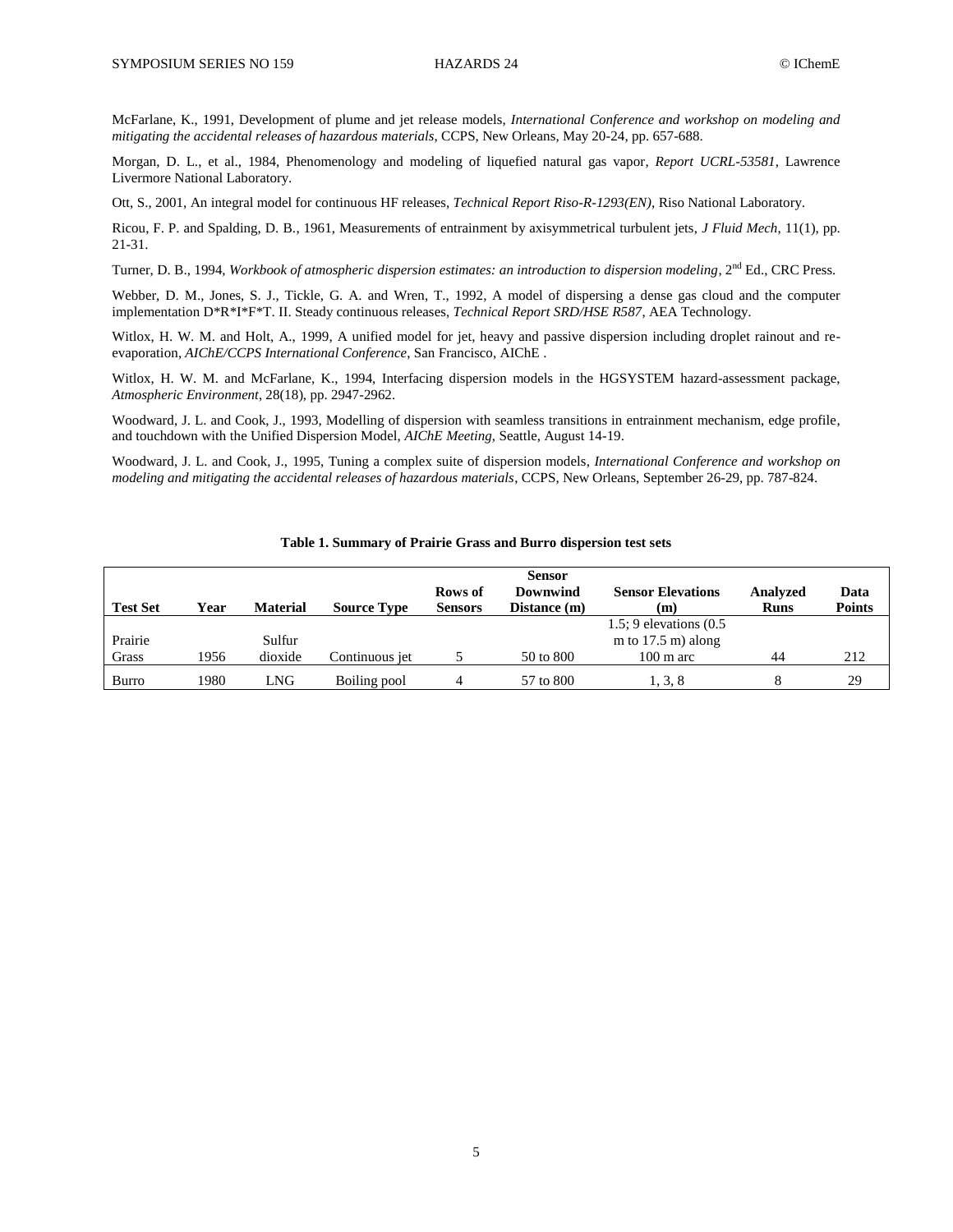McFarlane, K., 1991, Development of plume and jet release models, *International Conference and workshop on modeling and mitigating the accidental releases of hazardous materials*, CCPS, New Orleans, May 20-24, pp. 657-688.

Morgan, D. L., et al., 1984, Phenomenology and modeling of liquefied natural gas vapor, *Report UCRL-53581*, Lawrence Livermore National Laboratory.

Ott, S., 2001, An integral model for continuous HF releases, *Technical Report Riso-R-1293(EN)*, Riso National Laboratory.

Ricou, F. P. and Spalding, D. B., 1961, Measurements of entrainment by axisymmetrical turbulent jets, *J Fluid Mech*, 11(1), pp. 21-31.

Turner, D. B., 1994, *Workbook of atmospheric dispersion estimates: an introduction to dispersion modeling*, 2nd Ed., CRC Press.

Webber, D. M., Jones, S. J., Tickle, G. A. and Wren, T., 1992, A model of dispersing a dense gas cloud and the computer implementation D*R*I*F*T. II. Steady continuous releases, *Technical Report SRD/HSE R587*, AEA Technology.

Witlox, H. W. M. and Holt, A., 1999, A unified model for jet, heavy and passive dispersion including droplet rainout and re-evaporation, *AIChE/CCPS International Conference*, San Francisco, AIChE .

Witlox, H. W. M. and McFarlane, K., 1994, Interfacing dispersion models in the HGSYSTEM hazard-assessment package, *Atmospheric Environment*, 28(18), pp. 2947-2962.

Woodward, J. L. and Cook, J., 1993, Modelling of dispersion with seamless transitions in entrainment mechanism, edge profile, and touchdown with the Unified Dispersion Model, *AIChE Meeting*, Seattle, August 14-19.

Woodward, J. L. and Cook, J., 1995, Tuning a complex suite of dispersion models, *International Conference and workshop on modeling and mitigating the accidental releases of hazardous materials*, CCPS, New Orleans, September 26-29, pp. 787-824.

**Table 1. Summary of Prairie Grass and Burro dispersion test sets**

| Test Set | Year | Material | Source Type | Rows of Sensors | Sensor Downwind Distance (m) | Sensor Elevations (m) | Analyzed Runs | Data Points |
|---|---|---|---|---|---|---|---|---|
| Prairie Grass | 1956 | Sulfur dioxide | Continuous jet | 5 | 50 to 800 | 1.5; 9 elevations (0.5 m to 17.5 m) along 100 m arc | 44 | 212 |
| Burro | 1980 | LNG | Boiling pool | 4 | 57 to 800 | 1, 3, 8 | 8 | 29 |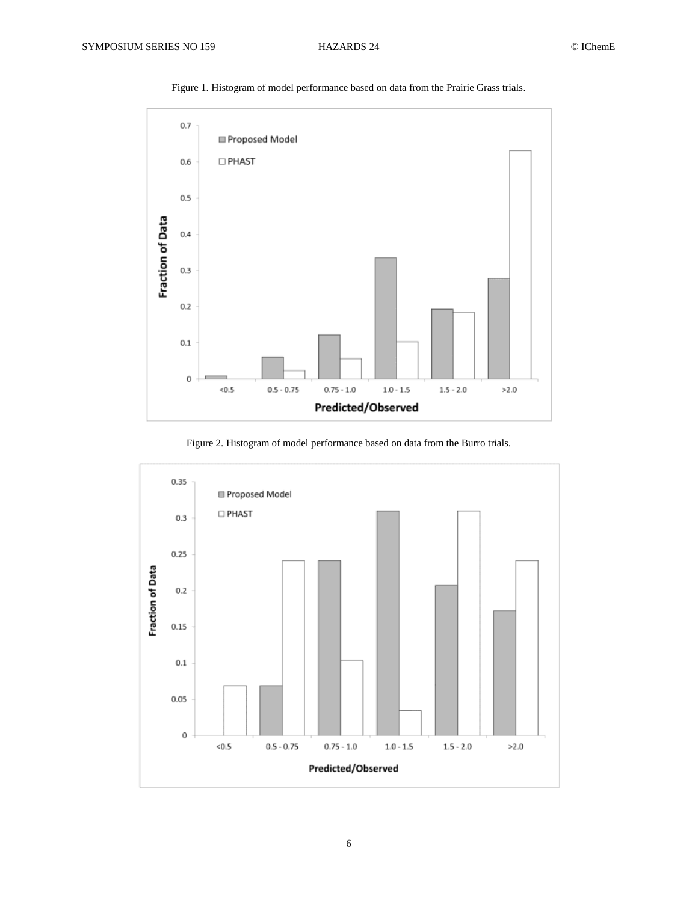Figure 1. Histogram of model performance based on data from the Prairie Grass trials.

Figure 2. Histogram of model performance based on data from the Burro trials.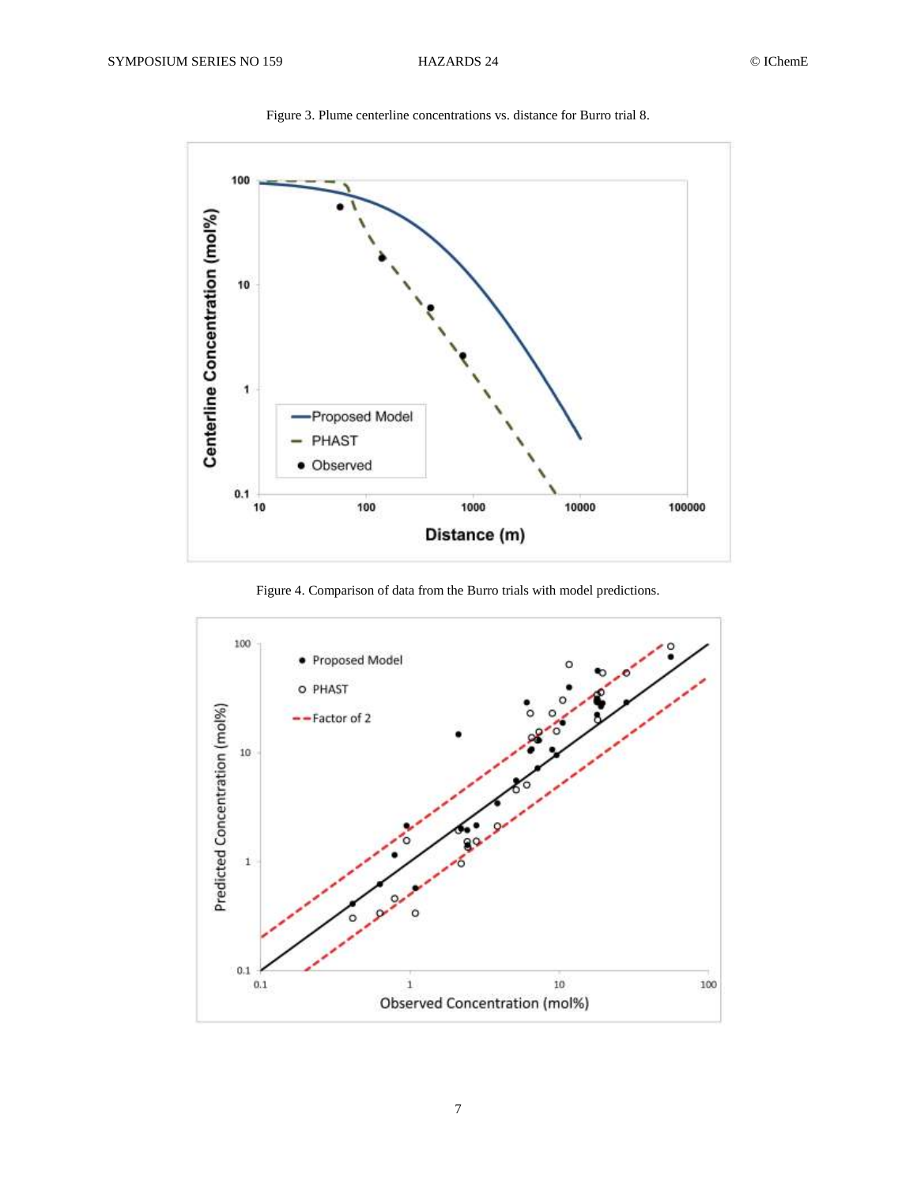Figure 3. Plume centerline concentrations vs. distance for Burro trial 8.

Figure 4. Comparison of data from the Burro trials with model predictions.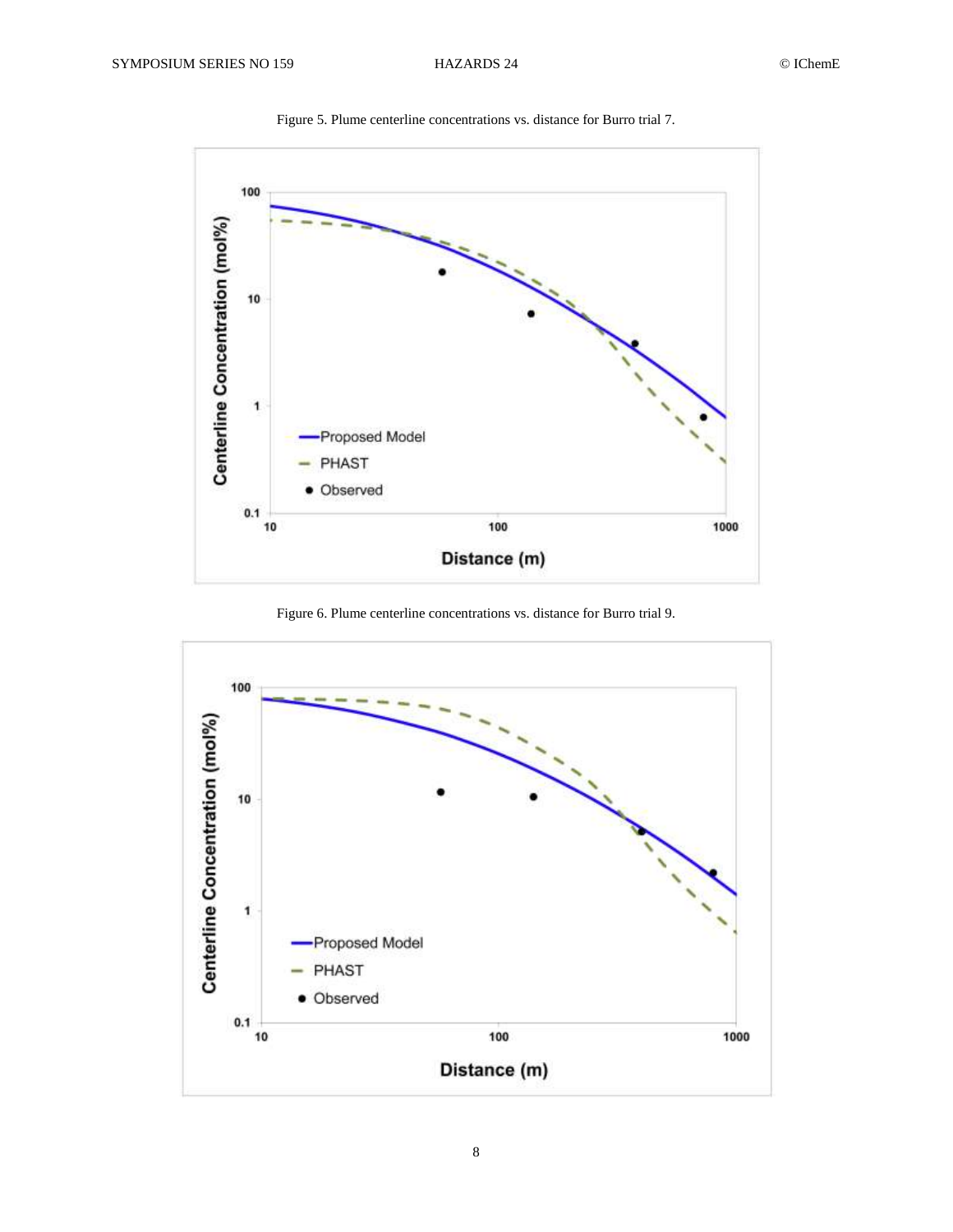Figure 5. Plume centerline concentrations vs. distance for Burro trial 7.

Centerline Concentration (mol%)

100

10

1

0.1

10

100

1000

Distance (m)

Proposed Model

PHAST

Observed

Figure 6. Plume centerline concentrations vs. distance for Burro trial 9.

Centerline Concentration (mol%)

100

10

1

0.1

10

100

1000

Distance (m)

Proposed Model

PHAST

Observed